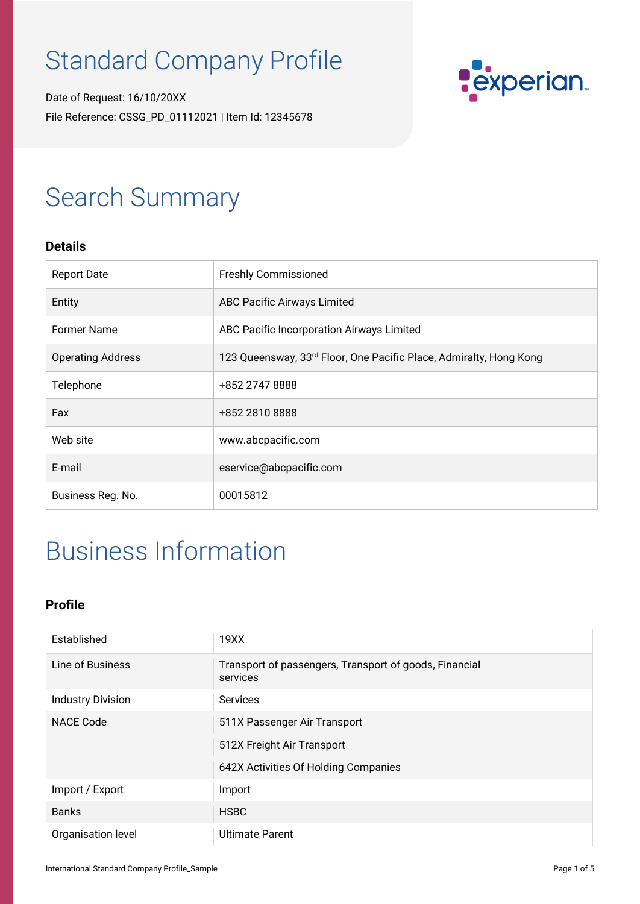# Standard Company Profile

Date of Request: 16/10/20XX

File Reference: CSSG_PD_01112021 | Item Id: 12345678

# Search Summary

### Details

| Report Date | Freshly Commissioned |
|---|---|
| Entity | ABC Pacific Airways Limited |
| Former Name | ABC Pacific Incorporation Airways Limited |
| Operating Address | 123 Queensway, 33rd Floor, One Pacific Place, Admiralty, Hong Kong |
| Telephone | +852 2747 8888 |
| Fax | +852 2810 8888 |
| Web site | www.abcpacific.com |
| E-mail | eservice@abcpacific.com |
| Business Reg. No. | 00015812 |

# Business Information

### Profile

| Established | 19XX |
|---|---|
| Line of Business | Transport of passengers, Transport of goods, Financial services |
| Industry Division | Services |
| NACE Code | 511X Passenger Air Transport |
| | 512X Freight Air Transport |
| | 642X Activities Of Holding Companies |
| Import / Export | Import |
| Banks | HSBC |
| Organisation level | Ultimate Parent |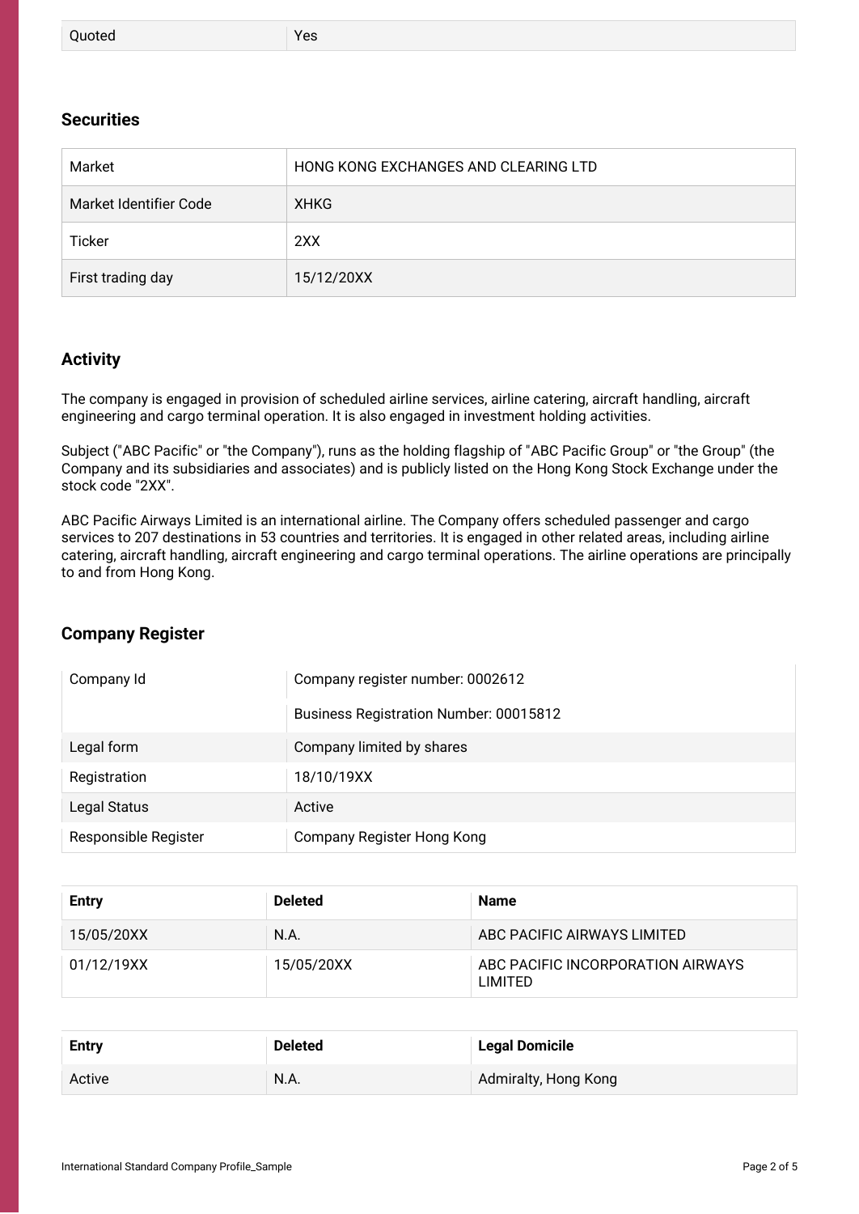| Quoted | Yes |
|---|---|

## Securities

| Market | HONG KONG EXCHANGES AND CLEARING LTD |
|---|---|
| Market Identifier Code | XHKG |
| Ticker | 2XX |
| First trading day | 15/12/20XX |

## Activity

The company is engaged in provision of scheduled airline services, airline catering, aircraft handling, aircraft engineering and cargo terminal operation. It is also engaged in investment holding activities.

Subject ("ABC Pacific" or "the Company"), runs as the holding flagship of "ABC Pacific Group" or "the Group" (the Company and its subsidiaries and associates) and is publicly listed on the Hong Kong Stock Exchange under the stock code "2XX".

ABC Pacific Airways Limited is an international airline. The Company offers scheduled passenger and cargo services to 207 destinations in 53 countries and territories. It is engaged in other related areas, including airline catering, aircraft handling, aircraft engineering and cargo terminal operations. The airline operations are principally to and from Hong Kong.

## Company Register

| Company Id | Company register number: 0002612 |
|---|---|
| | Business Registration Number: 00015812 |
| Legal form | Company limited by shares |
| Registration | 18/10/19XX |
| Legal Status | Active |
| Responsible Register | Company Register Hong Kong |

| Entry | Deleted | Name |
|---|---|---|
| 15/05/20XX | N.A. | ABC PACIFIC AIRWAYS LIMITED |
| 01/12/19XX | 15/05/20XX | ABC PACIFIC INCORPORATION AIRWAYS LIMITED |

| Entry | Deleted | Legal Domicile |
|---|---|---|
| Active | N.A. | Admiralty, Hong Kong |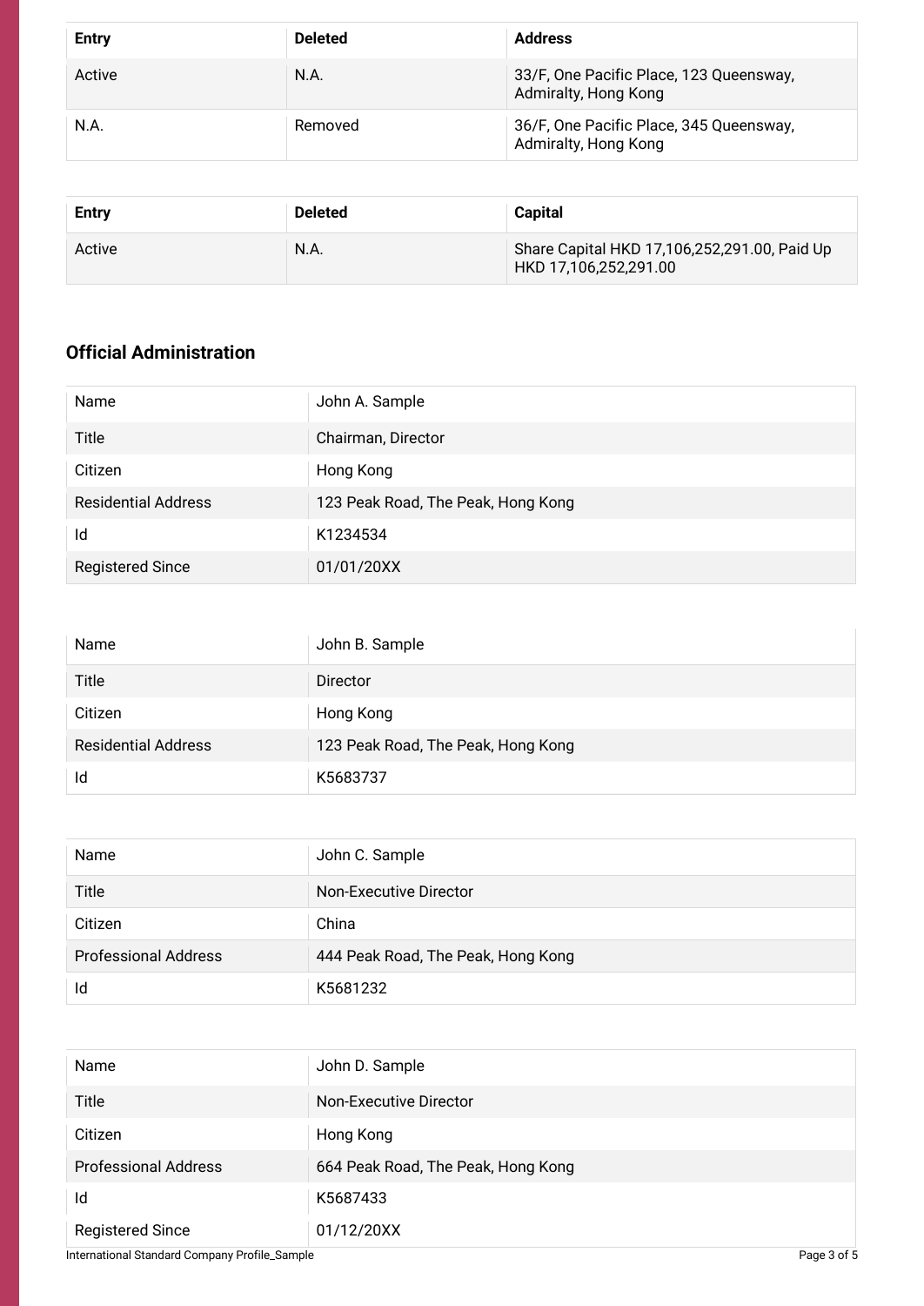| Entry | Deleted | Address |
| --- | --- | --- |
| Active | N.A. | 33/F, One Pacific Place, 123 Queensway, Admiralty, Hong Kong |
| N.A. | Removed | 36/F, One Pacific Place, 345 Queensway, Admiralty, Hong Kong |

| Entry | Deleted | Capital |
| --- | --- | --- |
| Active | N.A. | Share Capital HKD 17,106,252,291.00, Paid Up HKD 17,106,252,291.00 |

## Official Administration

| Name | John A. Sample |
| --- | --- |
| Title | Chairman, Director |
| Citizen | Hong Kong |
| Residential Address | 123 Peak Road, The Peak, Hong Kong |
| Id | K1234534 |
| Registered Since | 01/01/20XX |

| Name | John B. Sample |
| --- | --- |
| Title | Director |
| Citizen | Hong Kong |
| Residential Address | 123 Peak Road, The Peak, Hong Kong |
| Id | K5683737 |

| Name | John C. Sample |
| --- | --- |
| Title | Non-Executive Director |
| Citizen | China |
| Professional Address | 444 Peak Road, The Peak, Hong Kong |
| Id | K5681232 |

| Name | John D. Sample |
| --- | --- |
| Title | Non-Executive Director |
| Citizen | Hong Kong |
| Professional Address | 664 Peak Road, The Peak, Hong Kong |
| Id | K5687433 |
| Registered Since | 01/12/20XX |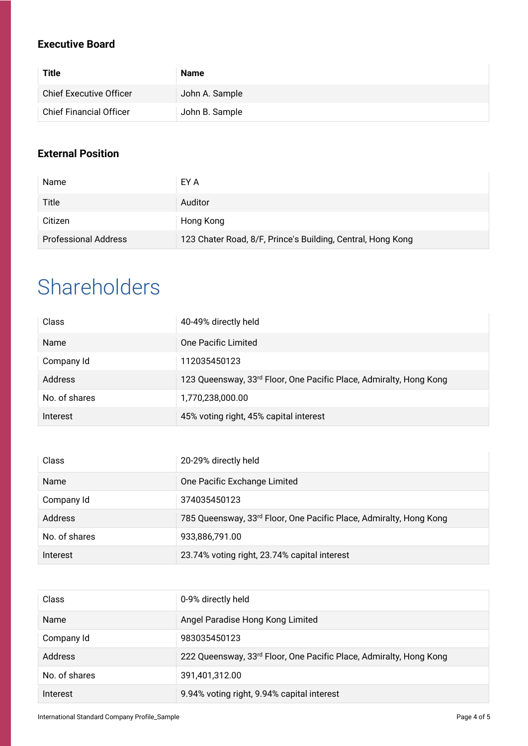### Executive Board

| Title | Name |
|---|---|
| Chief Executive Officer | John A. Sample |
| Chief Financial Officer | John B. Sample |

### External Position

| | |
|---|---|
| Name | EY A |
| Title | Auditor |
| Citizen | Hong Kong |
| Professional Address | 123 Chater Road, 8/F, Prince's Building, Central, Hong Kong |

# Shareholders

| | |
|---|---|
| Class | 40-49% directly held |
| Name | One Pacific Limited |
| Company Id | 112035450123 |
| Address | 123 Queensway, 33rd Floor, One Pacific Place, Admiralty, Hong Kong |
| No. of shares | 1,770,238,000.00 |
| Interest | 45% voting right, 45% capital interest |

| | |
|---|---|
| Class | 20-29% directly held |
| Name | One Pacific Exchange Limited |
| Company Id | 374035450123 |
| Address | 785 Queensway, 33rd Floor, One Pacific Place, Admiralty, Hong Kong |
| No. of shares | 933,886,791.00 |
| Interest | 23.74% voting right, 23.74% capital interest |

| | |
|---|---|
| Class | 0-9% directly held |
| Name | Angel Paradise Hong Kong Limited |
| Company Id | 983035450123 |
| Address | 222 Queensway, 33rd Floor, One Pacific Place, Admiralty, Hong Kong |
| No. of shares | 391,401,312.00 |
| Interest | 9.94% voting right, 9.94% capital interest |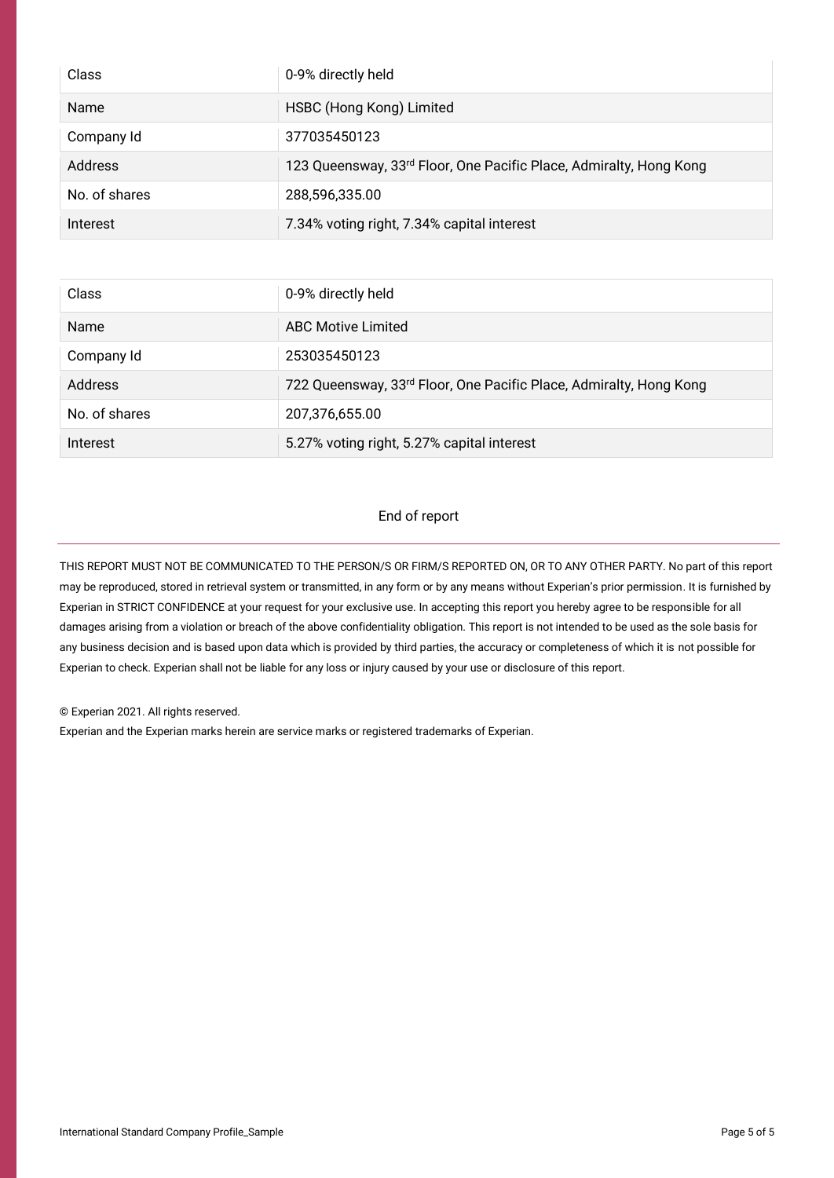| | |
|---|---|
| Class | 0-9% directly held |
| Name | HSBC (Hong Kong) Limited |
| Company Id | 377035450123 |
| Address | 123 Queensway, 33rd Floor, One Pacific Place, Admiralty, Hong Kong |
| No. of shares | 288,596,335.00 |
| Interest | 7.34% voting right, 7.34% capital interest |

| | |
|---|---|
| Class | 0-9% directly held |
| Name | ABC Motive Limited |
| Company Id | 253035450123 |
| Address | 722 Queensway, 33rd Floor, One Pacific Place, Admiralty, Hong Kong |
| No. of shares | 207,376,655.00 |
| Interest | 5.27% voting right, 5.27% capital interest |

End of report

---

THIS REPORT MUST NOT BE COMMUNICATED TO THE PERSON/S OR FIRM/S REPORTED ON, OR TO ANY OTHER PARTY. No part of this report may be reproduced, stored in retrieval system or transmitted, in any form or by any means without Experian's prior permission. It is furnished by Experian in STRICT CONFIDENCE at your request for your exclusive use. In accepting this report you hereby agree to be responsible for all damages arising from a violation or breach of the above confidentiality obligation. This report is not intended to be used as the sole basis for any business decision and is based upon data which is provided by third parties, the accuracy or completeness of which it is not possible for Experian to check. Experian shall not be liable for any loss or injury caused by your use or disclosure of this report.

© Experian 2021. All rights reserved.

Experian and the Experian marks herein are service marks or registered trademarks of Experian.